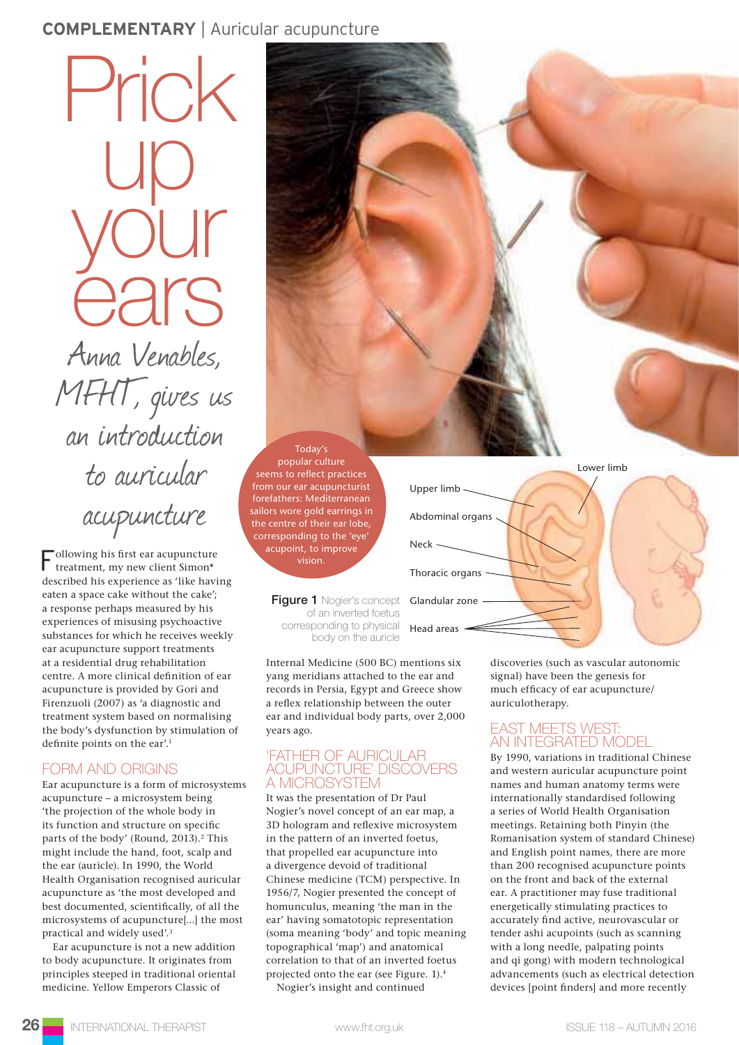COMPLEMENTARY | Auricular acupuncture

# Prick up your ears

*Anna Venables, MFHT, gives us an introduction to auricular acupuncture*

Following his first ear acupuncture treatment, my new client Simon* described his experience as 'like having eaten a space cake without the cake'; a response perhaps measured by his experiences of misusing psychoactive substances for which he receives weekly ear acupuncture support treatments at a residential drug rehabilitation centre. A more clinical definition of ear acupuncture is provided by Gori and Firenzuoli (2007) as 'a diagnostic and treatment system based on normalising the body's dysfunction by stimulation of definite points on the ear'.[1]

## FORM AND ORIGINS

Ear acupuncture is a form of microsystems acupuncture – a microsystem being 'the projection of the whole body in its function and structure on specific parts of the body' (Round, 2013).[2] This might include the hand, foot, scalp and the ear (auricle). In 1990, the World Health Organisation recognised auricular acupuncture as 'the most developed and best documented, scientifically, of all the microsystems of acupuncture[...] the most practical and widely used'.[3]

Ear acupuncture is not a new addition to body acupuncture. It originates from principles steeped in traditional oriental medicine. Yellow Emperors Classic of Internal Medicine (500 BC) mentions six yang meridians attached to the ear and records in Persia, Egypt and Greece show a reflex relationship between the outer ear and individual body parts, over 2,000 years ago.

Today's popular culture seems to reflect practices from our ear acupuncturist forefathers: Mediterranean sailors wore gold earrings in the centre of their ear lobe, corresponding to the 'eye' acupoint, to improve vision.

Upper limb
Abdominal organs
Neck
Thoracic organs
Glandular zone
Head areas
Lower limb

**Figure 1** Nogier's concept of an inverted foetus corresponding to physical body on the auricle

## 'FATHER OF AURICULAR ACUPUNCTURE' DISCOVERS A MICROSYSTEM

It was the presentation of Dr Paul Nogier's novel concept of an ear map, a 3D hologram and reflexive microsystem in the pattern of an inverted foetus, that propelled ear acupuncture into a divergence devoid of traditional Chinese medicine (TCM) perspective. In 1956/7, Nogier presented the concept of homunculus, meaning 'the man in the ear' having somatotopic representation (soma meaning 'body' and topic meaning topographical 'map') and anatomical correlation to that of an inverted foetus projected onto the ear (see Figure. 1).[4]

Nogier's insight and continued discoveries (such as vascular autonomic signal) have been the genesis for much efficacy of ear acupuncture/auriculotherapy.

## EAST MEETS WEST: AN INTEGRATED MODEL

By 1990, variations in traditional Chinese and western auricular acupuncture point names and human anatomy terms were internationally standardised following a series of World Health Organisation meetings. Retaining both Pinyin (the Romanisation system of standard Chinese) and English point names, there are more than 200 recognised acupuncture points on the front and back of the external ear. A practitioner may fuse traditional energetically stimulating practices to accurately find active, neurovascular or tender ashi acupoints (such as scanning with a long needle, palpating points and qi gong) with modern technological advancements (such as electrical detection devices [point finders] and more recently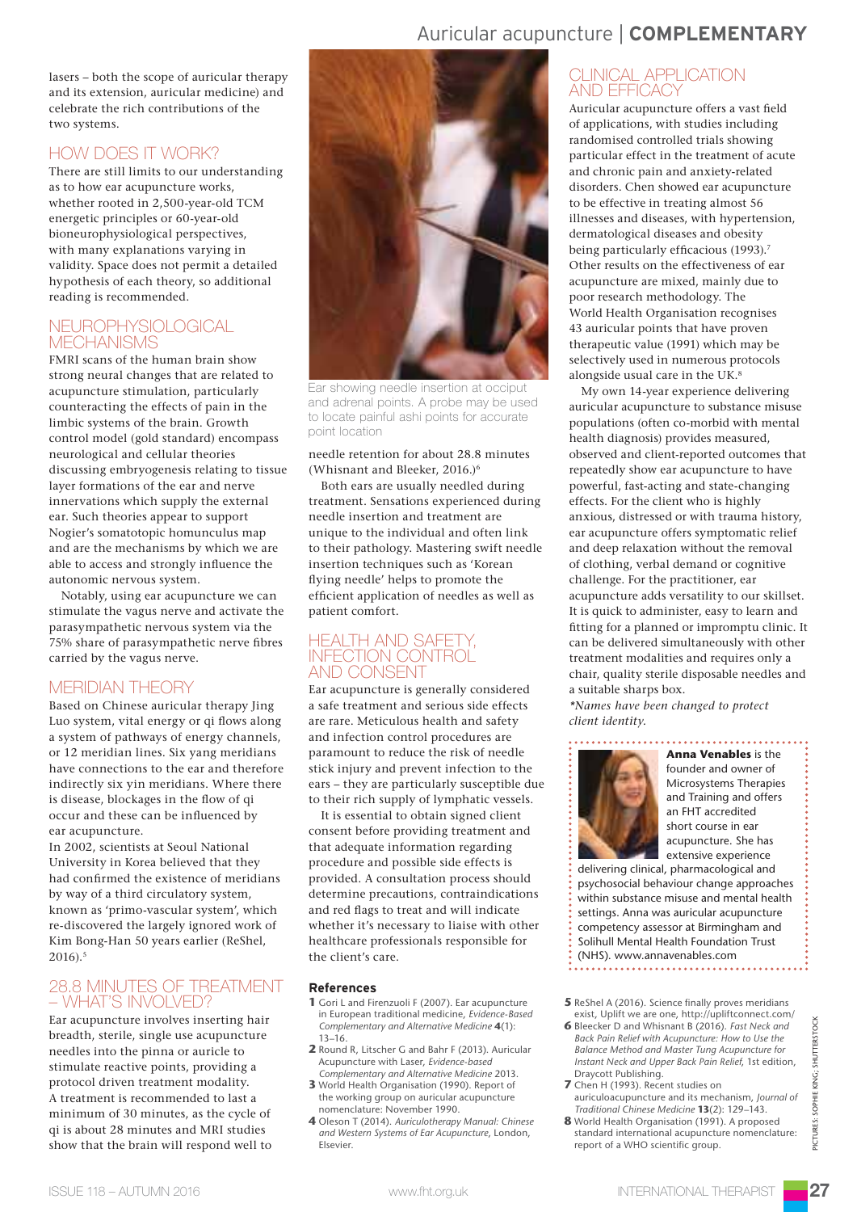lasers – both the scope of auricular therapy and its extension, auricular medicine) and celebrate the rich contributions of the two systems.

## HOW DOES IT WORK?

There are still limits to our understanding as to how ear acupuncture works, whether rooted in 2,500-year-old TCM energetic principles or 60-year-old bioneurophysiological perspectives, with many explanations varying in validity. Space does not permit a detailed hypothesis of each theory, so additional reading is recommended.

## NEUROPHYSIOLOGICAL MECHANISMS

FMRI scans of the human brain show strong neural changes that are related to acupuncture stimulation, particularly counteracting the effects of pain in the limbic systems of the brain. Growth control model (gold standard) encompass neurological and cellular theories discussing embryogenesis relating to tissue layer formations of the ear and nerve innervations which supply the external ear. Such theories appear to support Nogier's somatotopic homunculus map and are the mechanisms by which we are able to access and strongly influence the autonomic nervous system.

Notably, using ear acupuncture we can stimulate the vagus nerve and activate the parasympathetic nervous system via the 75% share of parasympathetic nerve fibres carried by the vagus nerve.

## MERIDIAN THEORY

Based on Chinese auricular therapy Jing Luo system, vital energy or qi flows along a system of pathways of energy channels, or 12 meridian lines. Six yang meridians have connections to the ear and therefore indirectly six yin meridians. Where there is disease, blockages in the flow of qi occur and these can be influenced by ear acupuncture.

In 2002, scientists at Seoul National University in Korea believed that they had confirmed the existence of meridians by way of a third circulatory system, known as 'primo-vascular system', which re-discovered the largely ignored work of Kim Bong-Han 50 years earlier (ReShel, 2016).[5]

## 28.8 MINUTES OF TREATMENT – WHAT'S INVOLVED?

Ear acupuncture involves inserting hair breadth, sterile, single use acupuncture needles into the pinna or auricle to stimulate reactive points, providing a protocol driven treatment modality. A treatment is recommended to last a minimum of 30 minutes, as the cycle of qi is about 28 minutes and MRI studies show that the brain will respond well to

Ear showing needle insertion at occiput and adrenal points. A probe may be used to locate painful ashi points for accurate point location

needle retention for about 28.8 minutes (Whisnant and Bleeker, 2016.)[6]

Both ears are usually needled during treatment. Sensations experienced during needle insertion and treatment are unique to the individual and often link to their pathology. Mastering swift needle insertion techniques such as 'Korean flying needle' helps to promote the efficient application of needles as well as patient comfort.

## HEALTH AND SAFETY, INFECTION CONTROL AND CONSENT

Ear acupuncture is generally considered a safe treatment and serious side effects are rare. Meticulous health and safety and infection control procedures are paramount to reduce the risk of needle stick injury and prevent infection to the ears – they are particularly susceptible due to their rich supply of lymphatic vessels.

It is essential to obtain signed client consent before providing treatment and that adequate information regarding procedure and possible side effects is provided. A consultation process should determine precautions, contraindications and red flags to treat and will indicate whether it's necessary to liaise with other healthcare professionals responsible for the client's care.

## CLINICAL APPLICATION AND EFFICACY

Auricular acupuncture offers a vast field of applications, with studies including randomised controlled trials showing particular effect in the treatment of acute and chronic pain and anxiety-related disorders. Chen showed ear acupuncture to be effective in treating almost 56 illnesses and diseases, with hypertension, dermatological diseases and obesity being particularly efficacious (1993).[7] Other results on the effectiveness of ear acupuncture are mixed, mainly due to poor research methodology. The World Health Organisation recognises 43 auricular points that have proven therapeutic value (1991) which may be selectively used in numerous protocols alongside usual care in the UK.[8]

My own 14-year experience delivering auricular acupuncture to substance misuse populations (often co-morbid with mental health diagnosis) provides measured, observed and client-reported outcomes that repeatedly show ear acupuncture to have powerful, fast-acting and state-changing effects. For the client who is highly anxious, distressed or with trauma history, ear acupuncture offers symptomatic relief and deep relaxation without the removal of clothing, verbal demand or cognitive challenge. For the practitioner, ear acupuncture adds versatility to our skillset. It is quick to administer, easy to learn and fitting for a planned or impromptu clinic. It can be delivered simultaneously with other treatment modalities and requires only a chair, quality sterile disposable needles and a suitable sharps box.

*\*Names have been changed to protect client identity.*

**Anna Venables** is the founder and owner of Microsystems Therapies and Training and offers an FHT accredited short course in ear acupuncture. She has extensive experience delivering clinical, pharmacological and psychosocial behaviour change approaches within substance misuse and mental health settings. Anna was auricular acupuncture competency assessor at Birmingham and Solihull Mental Health Foundation Trust (NHS). www.annavenables.com

### References

1. Gori L and Firenzuoli F (2007). Ear acupuncture in European traditional medicine, *Evidence-Based Complementary and Alternative Medicine* **4**(1): 13–16.
2. Round R, Litscher G and Bahr F (2013). Auricular Acupuncture with Laser, *Evidence-based Complementary and Alternative Medicine* 2013.
3. World Health Organisation (1990). Report of the working group on auricular acupuncture nomenclature: November 1990.
4. Oleson T (2014). *Auriculotherapy Manual: Chinese and Western Systems of Ear Acupuncture*, London, Elsevier.
5. ReShel A (2016). Science finally proves meridians exist, Uplift we are one, http://upliftconnect.com/
6. Bleecker D and Whisnant B (2016). *Fast Neck and Back Pain Relief with Acupuncture: How to Use the Balance Method and Master Tung Acupuncture for Instant Neck and Upper Back Pain Relief*, 1st edition, Draycott Publishing.
7. Chen H (1993). Recent studies on auriculoacupuncture and its mechanism, *Journal of Traditional Chinese Medicine* **13**(2): 129–143.
8. World Health Organisation (1991). A proposed standard international acupuncture nomenclature: report of a WHO scientific group.

PICTURES: SOPHIE KING; SHUTTERSTOCK